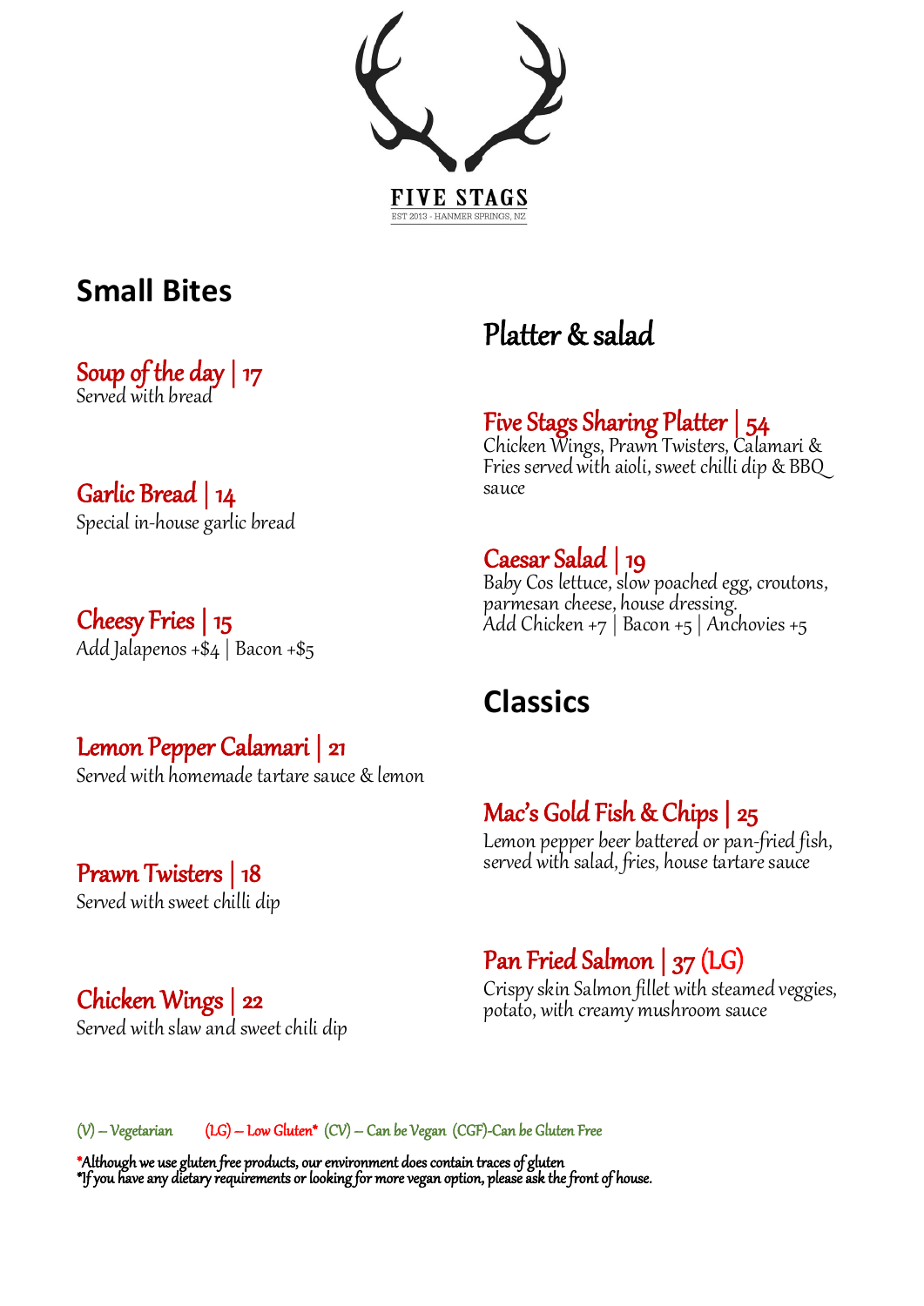FIVE STAGS

EST 2013 - HANMER SPRINGS, NZ

## Small Bites

### Soup of the day | 17
Served with bread

### Garlic Bread | 14
Special in-house garlic bread

### Cheesy Fries | 15
Add Jalapenos +$4 | Bacon +$5

### Lemon Pepper Calamari | 21
Served with homemade tartare sauce & lemon

### Prawn Twisters | 18
Served with sweet chilli dip

### Chicken Wings | 22
Served with slaw and sweet chili dip

## Platter & salad

### Five Stags Sharing Platter | 54
Chicken Wings, Prawn Twisters, Calamari & Fries served with aioli, sweet chilli dip & BBQ sauce

### Caesar Salad | 19
Baby Cos lettuce, slow poached egg, croutons, parmesan cheese, house dressing.
Add Chicken +7 | Bacon +5 | Anchovies +5

## Classics

### Mac's Gold Fish & Chips | 25
Lemon pepper beer battered or pan-fried fish, served with salad, fries, house tartare sauce

### Pan Fried Salmon | 37 (LG)
Crispy skin Salmon fillet with steamed veggies, potato, with creamy mushroom sauce

(V) – Vegetarian (LG) – Low Gluten* (CV) – Can be Vegan (CGF)-Can be Gluten Free

*Although we use gluten free products, our environment does contain traces of gluten
*If you have any dietary requirements or looking for more vegan option, please ask the front of house.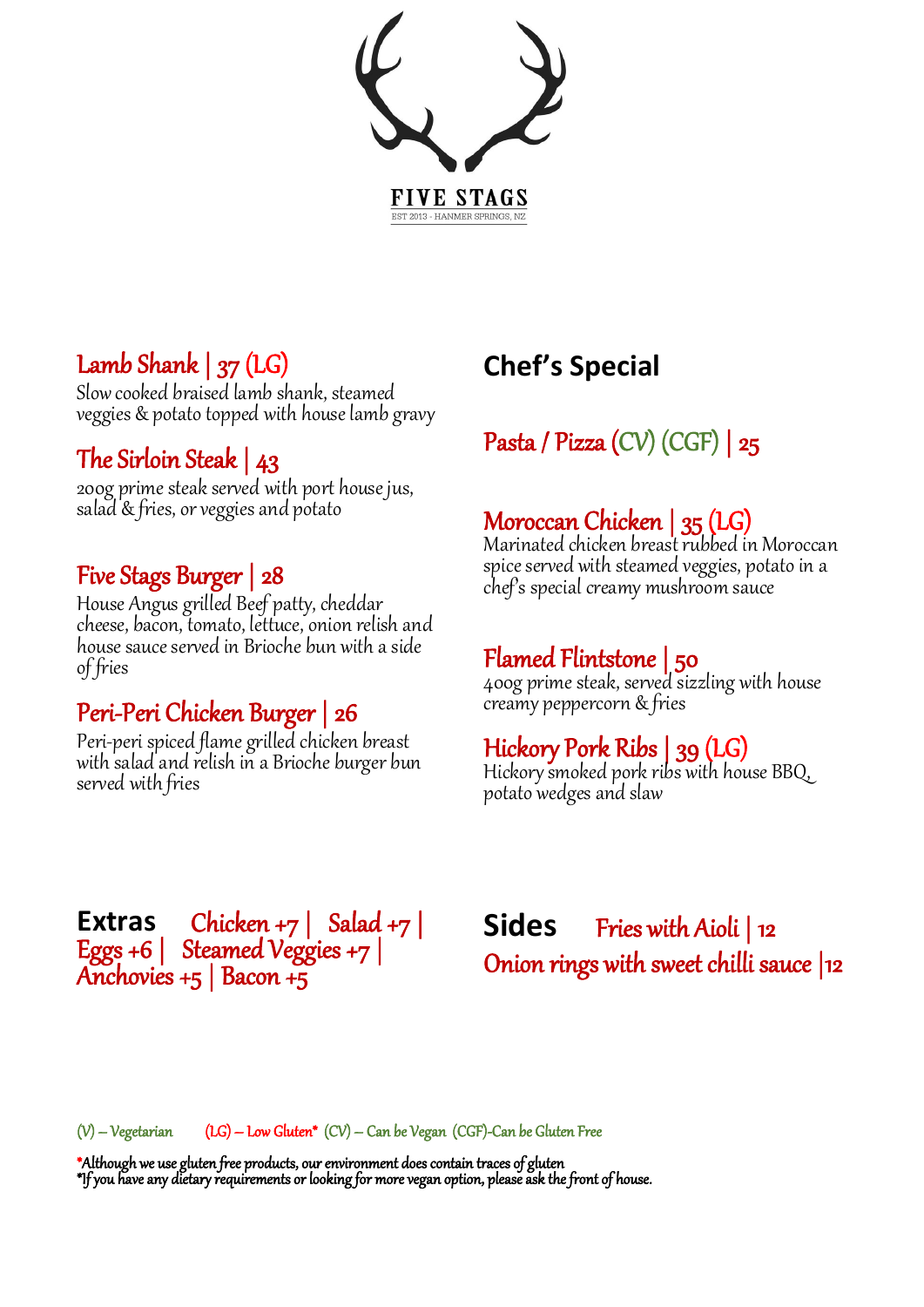FIVE STAGS

EST 2013 - HANMER SPRINGS, NZ

### Lamb Shank | 37 (LG)

Slow cooked braised lamb shank, steamed veggies & potato topped with house lamb gravy

### The Sirloin Steak | 43

200g prime steak served with port house jus, salad & fries, or veggies and potato

### Five Stags Burger | 28

House Angus grilled Beef patty, cheddar cheese, bacon, tomato, lettuce, onion relish and house sauce served in Brioche bun with a side of fries

### Peri-Peri Chicken Burger | 26

Peri-peri spiced flame grilled chicken breast with salad and relish in a Brioche burger bun served with fries

## Chef's Special

### Pasta / Pizza (CV) (CGF) | 25

### Moroccan Chicken | 35 (LG)

Marinated chicken breast rubbed in Moroccan spice served with steamed veggies, potato in a chef's special creamy mushroom sauce

### Flamed Flintstone | 50

400g prime steak, served sizzling with house creamy peppercorn & fries

### Hickory Pork Ribs | 39 (LG)

Hickory smoked pork ribs with house BBQ, potato wedges and slaw

## Extras

Chicken +7 | Salad +7 | Eggs +6 | Steamed Veggies +7 | Anchovies +5 | Bacon +5

## Sides

Fries with Aioli | 12

Onion rings with sweet chilli sauce |12

(V) – Vegetarian (LG) – Low Gluten* (CV) – Can be Vegan (CGF)-Can be Gluten Free

*Although we use gluten free products, our environment does contain traces of gluten

*If you have any dietary requirements or looking for more vegan option, please ask the front of house.